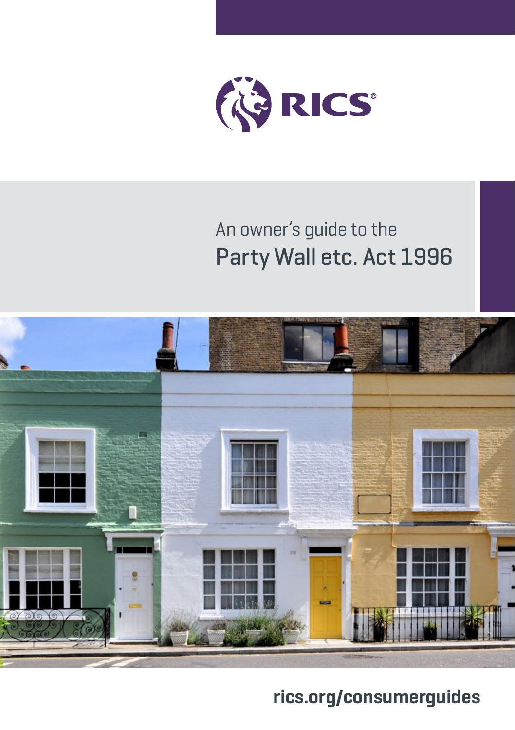RICS

An owner's guide to the

# Party Wall etc. Act 1996

rics.org/consumerguides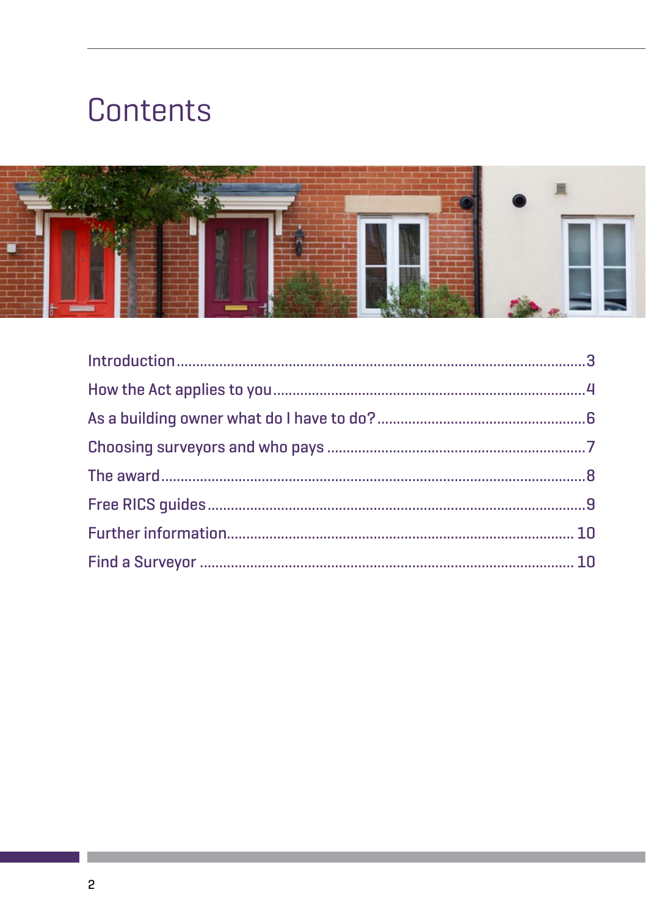# Contents

Introduction .......................................................................................... 3

How the Act applies to you .................................................................. 4

As a building owner what do I have to do? ........................................ 6

Choosing surveyors and who pays ...................................................... 7

The award .............................................................................................. 8

Free RICS guides ................................................................................... 9

Further information ............................................................................. 10

Find a Surveyor ................................................................................... 10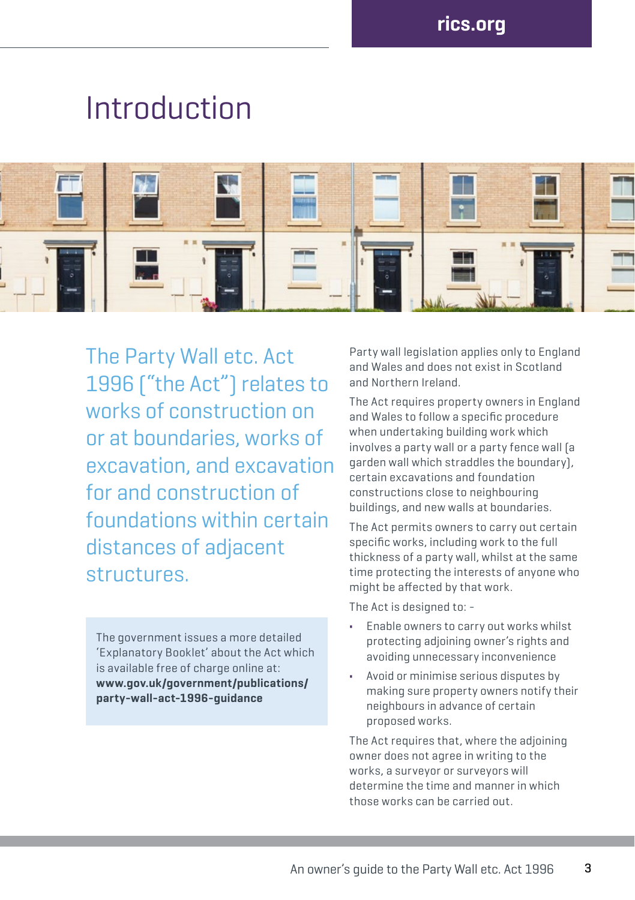# Introduction

The Party Wall etc. Act 1996 ("the Act") relates to works of construction on or at boundaries, works of excavation, and excavation for and construction of foundations within certain distances of adjacent structures.

The government issues a more detailed 'Explanatory Booklet' about the Act which is available free of charge online at: **www.gov.uk/government/publications/party-wall-act-1996-guidance**

Party wall legislation applies only to England and Wales and does not exist in Scotland and Northern Ireland.

The Act requires property owners in England and Wales to follow a specific procedure when undertaking building work which involves a party wall or a party fence wall (a garden wall which straddles the boundary), certain excavations and foundation constructions close to neighbouring buildings, and new walls at boundaries.

The Act permits owners to carry out certain specific works, including work to the full thickness of a party wall, whilst at the same time protecting the interests of anyone who might be affected by that work.

The Act is designed to: -

- Enable owners to carry out works whilst protecting adjoining owner's rights and avoiding unnecessary inconvenience
- Avoid or minimise serious disputes by making sure property owners notify their neighbours in advance of certain proposed works.

The Act requires that, where the adjoining owner does not agree in writing to the works, a surveyor or surveyors will determine the time and manner in which those works can be carried out.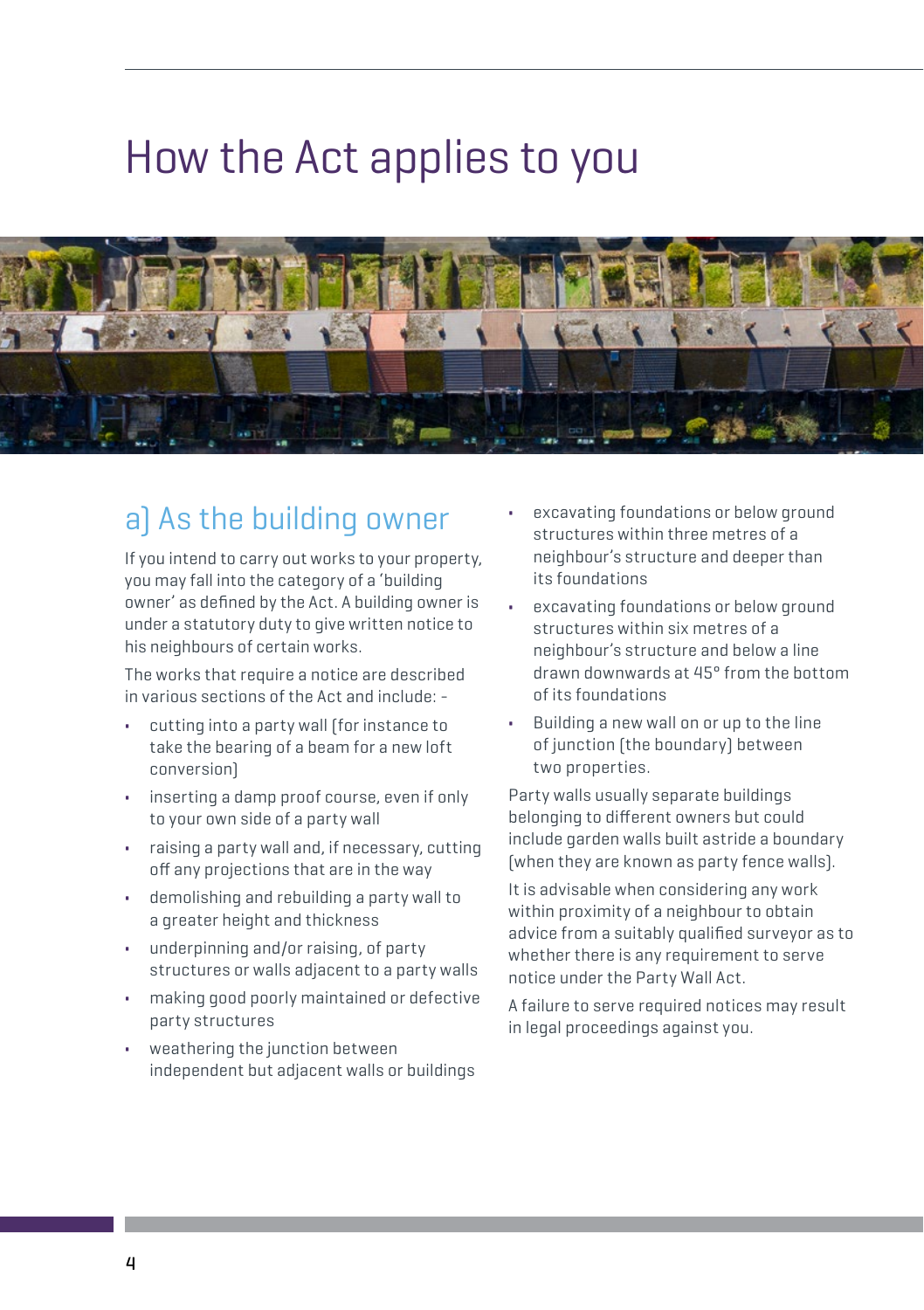# How the Act applies to you

## a) As the building owner

If you intend to carry out works to your property, you may fall into the category of a 'building owner' as defined by the Act. A building owner is under a statutory duty to give written notice to his neighbours of certain works.

The works that require a notice are described in various sections of the Act and include: -

- cutting into a party wall (for instance to take the bearing of a beam for a new loft conversion)
- inserting a damp proof course, even if only to your own side of a party wall
- raising a party wall and, if necessary, cutting off any projections that are in the way
- demolishing and rebuilding a party wall to a greater height and thickness
- underpinning and/or raising, of party structures or walls adjacent to a party walls
- making good poorly maintained or defective party structures
- weathering the junction between independent but adjacent walls or buildings
- excavating foundations or below ground structures within three metres of a neighbour's structure and deeper than its foundations
- excavating foundations or below ground structures within six metres of a neighbour's structure and below a line drawn downwards at 45° from the bottom of its foundations
- Building a new wall on or up to the line of junction (the boundary) between two properties.

Party walls usually separate buildings belonging to different owners but could include garden walls built astride a boundary (when they are known as party fence walls).

It is advisable when considering any work within proximity of a neighbour to obtain advice from a suitably qualified surveyor as to whether there is any requirement to serve notice under the Party Wall Act.

A failure to serve required notices may result in legal proceedings against you.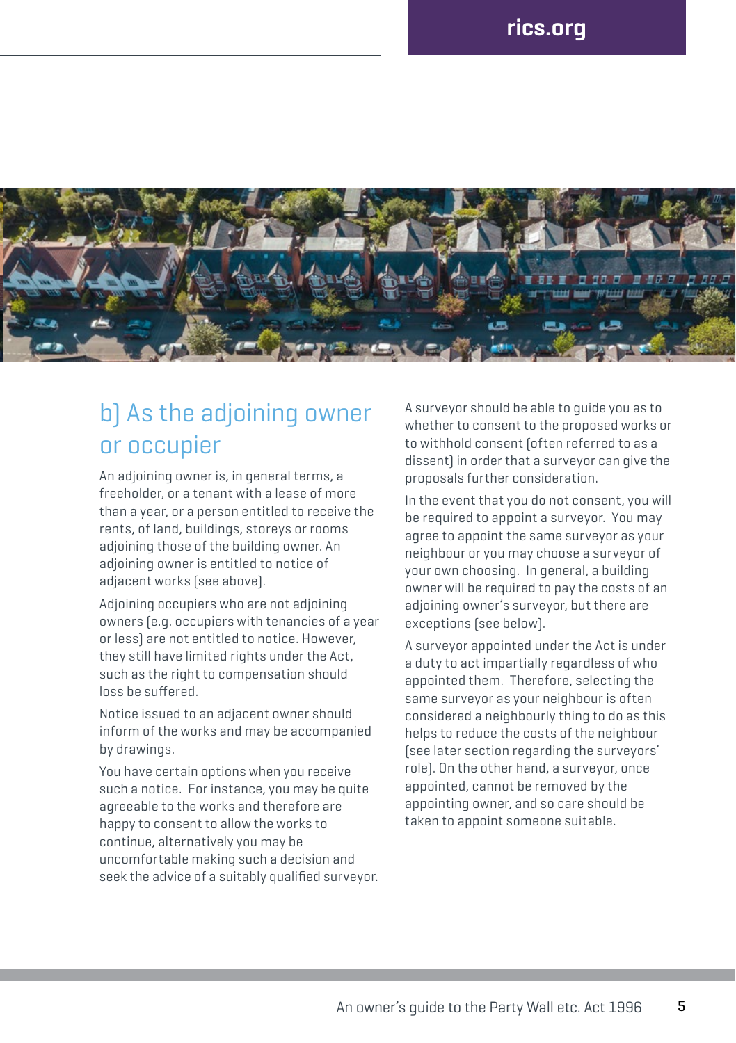## b] As the adjoining owner or occupier

An adjoining owner is, in general terms, a freeholder, or a tenant with a lease of more than a year, or a person entitled to receive the rents, of land, buildings, storeys or rooms adjoining those of the building owner. An adjoining owner is entitled to notice of adjacent works (see above).

Adjoining occupiers who are not adjoining owners (e.g. occupiers with tenancies of a year or less) are not entitled to notice. However, they still have limited rights under the Act, such as the right to compensation should loss be suffered.

Notice issued to an adjacent owner should inform of the works and may be accompanied by drawings.

You have certain options when you receive such a notice. For instance, you may be quite agreeable to the works and therefore are happy to consent to allow the works to continue, alternatively you may be uncomfortable making such a decision and seek the advice of a suitably qualified surveyor.

A surveyor should be able to guide you as to whether to consent to the proposed works or to withhold consent (often referred to as a dissent) in order that a surveyor can give the proposals further consideration.

In the event that you do not consent, you will be required to appoint a surveyor. You may agree to appoint the same surveyor as your neighbour or you may choose a surveyor of your own choosing. In general, a building owner will be required to pay the costs of an adjoining owner's surveyor, but there are exceptions (see below).

A surveyor appointed under the Act is under a duty to act impartially regardless of who appointed them. Therefore, selecting the same surveyor as your neighbour is often considered a neighbourly thing to do as this helps to reduce the costs of the neighbour (see later section regarding the surveyors' role). On the other hand, a surveyor, once appointed, cannot be removed by the appointing owner, and so care should be taken to appoint someone suitable.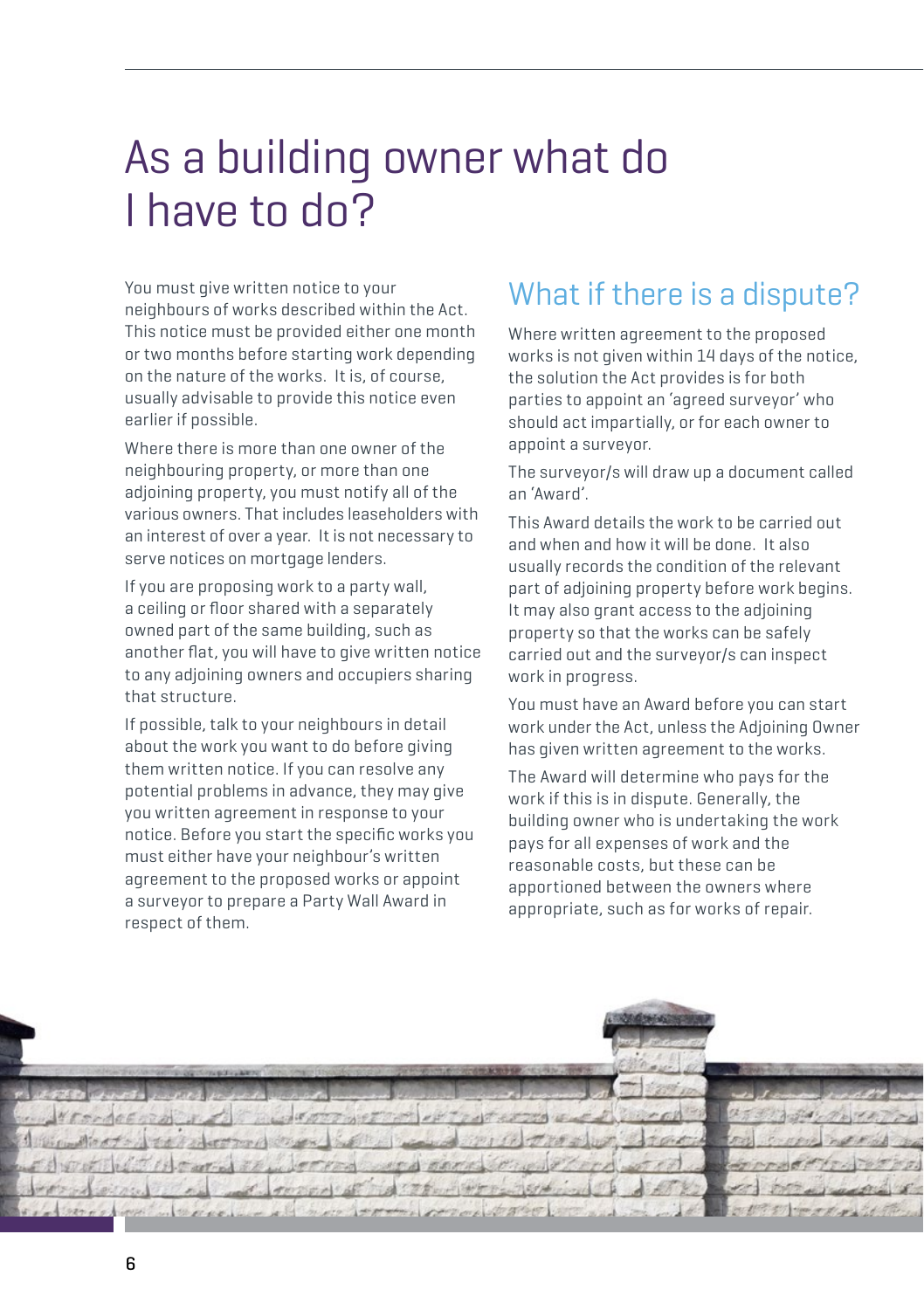# As a building owner what do I have to do?

You must give written notice to your neighbours of works described within the Act. This notice must be provided either one month or two months before starting work depending on the nature of the works. It is, of course, usually advisable to provide this notice even earlier if possible.

Where there is more than one owner of the neighbouring property, or more than one adjoining property, you must notify all of the various owners. That includes leaseholders with an interest of over a year. It is not necessary to serve notices on mortgage lenders.

If you are proposing work to a party wall, a ceiling or floor shared with a separately owned part of the same building, such as another flat, you will have to give written notice to any adjoining owners and occupiers sharing that structure.

If possible, talk to your neighbours in detail about the work you want to do before giving them written notice. If you can resolve any potential problems in advance, they may give you written agreement in response to your notice. Before you start the specific works you must either have your neighbour's written agreement to the proposed works or appoint a surveyor to prepare a Party Wall Award in respect of them.

## What if there is a dispute?

Where written agreement to the proposed works is not given within 14 days of the notice, the solution the Act provides is for both parties to appoint an 'agreed surveyor' who should act impartially, or for each owner to appoint a surveyor.

The surveyor/s will draw up a document called an 'Award'.

This Award details the work to be carried out and when and how it will be done. It also usually records the condition of the relevant part of adjoining property before work begins. It may also grant access to the adjoining property so that the works can be safely carried out and the surveyor/s can inspect work in progress.

You must have an Award before you can start work under the Act, unless the Adjoining Owner has given written agreement to the works.

The Award will determine who pays for the work if this is in dispute. Generally, the building owner who is undertaking the work pays for all expenses of work and the reasonable costs, but these can be apportioned between the owners where appropriate, such as for works of repair.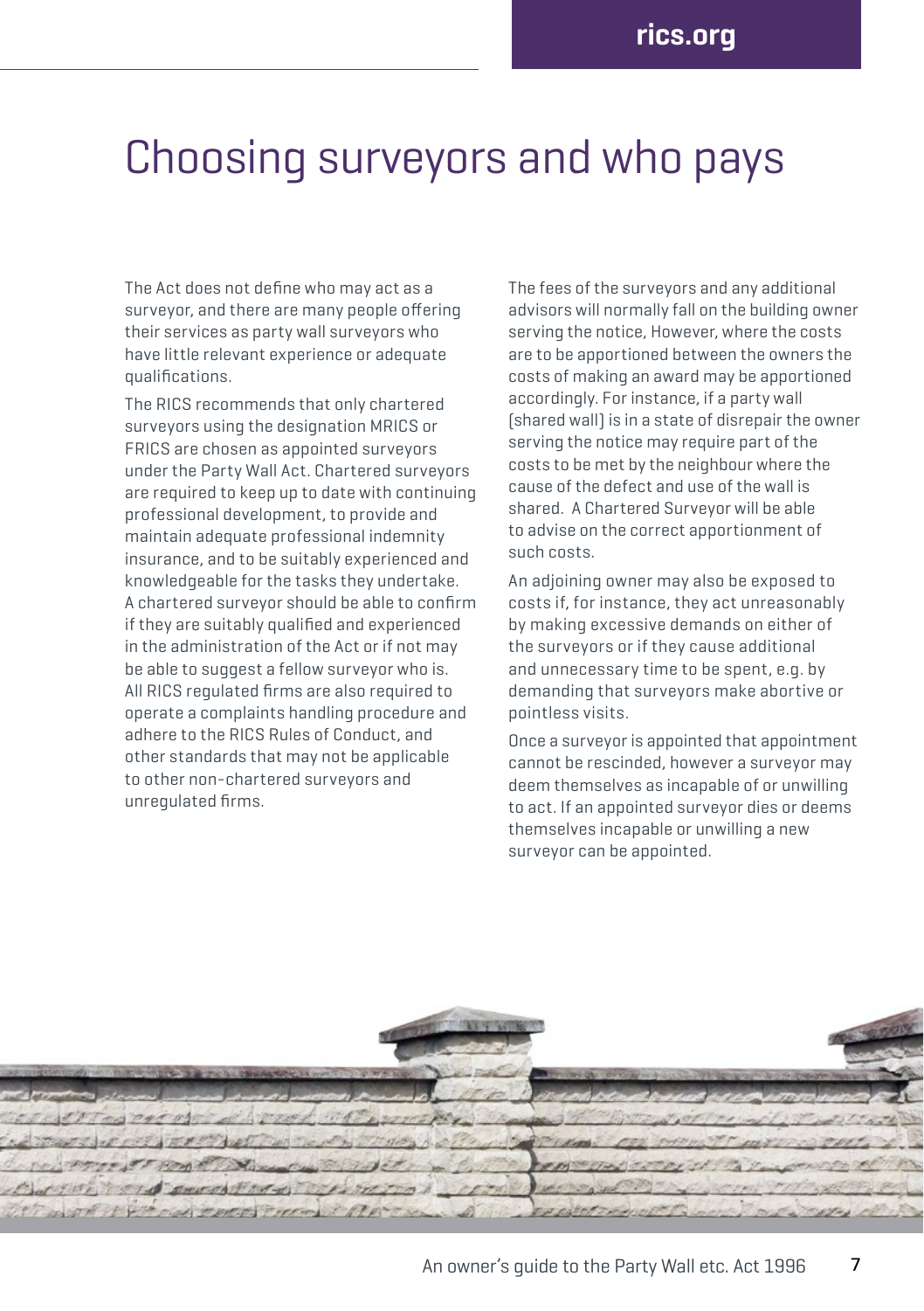# Choosing surveyors and who pays

The Act does not define who may act as a surveyor, and there are many people offering their services as party wall surveyors who have little relevant experience or adequate qualifications.

The RICS recommends that only chartered surveyors using the designation MRICS or FRICS are chosen as appointed surveyors under the Party Wall Act. Chartered surveyors are required to keep up to date with continuing professional development, to provide and maintain adequate professional indemnity insurance, and to be suitably experienced and knowledgeable for the tasks they undertake. A chartered surveyor should be able to confirm if they are suitably qualified and experienced in the administration of the Act or if not may be able to suggest a fellow surveyor who is. All RICS regulated firms are also required to operate a complaints handling procedure and adhere to the RICS Rules of Conduct, and other standards that may not be applicable to other non-chartered surveyors and unregulated firms.

The fees of the surveyors and any additional advisors will normally fall on the building owner serving the notice, However, where the costs are to be apportioned between the owners the costs of making an award may be apportioned accordingly. For instance, if a party wall (shared wall) is in a state of disrepair the owner serving the notice may require part of the costs to be met by the neighbour where the cause of the defect and use of the wall is shared. A Chartered Surveyor will be able to advise on the correct apportionment of such costs.

An adjoining owner may also be exposed to costs if, for instance, they act unreasonably by making excessive demands on either of the surveyors or if they cause additional and unnecessary time to be spent, e.g. by demanding that surveyors make abortive or pointless visits.

Once a surveyor is appointed that appointment cannot be rescinded, however a surveyor may deem themselves as incapable of or unwilling to act. If an appointed surveyor dies or deems themselves incapable or unwilling a new surveyor can be appointed.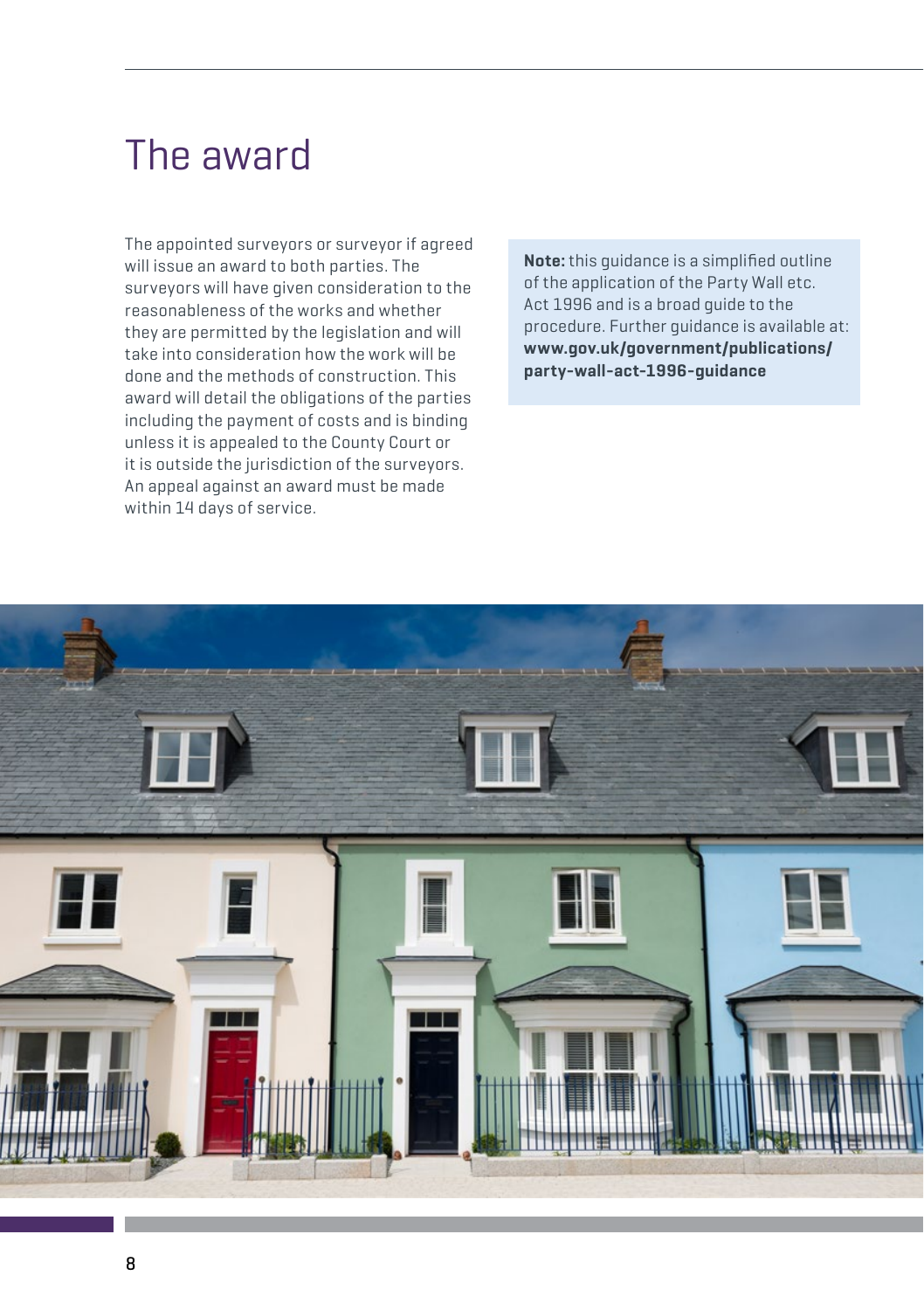# The award

The appointed surveyors or surveyor if agreed will issue an award to both parties. The surveyors will have given consideration to the reasonableness of the works and whether they are permitted by the legislation and will take into consideration how the work will be done and the methods of construction. This award will detail the obligations of the parties including the payment of costs and is binding unless it is appealed to the County Court or it is outside the jurisdiction of the surveyors. An appeal against an award must be made within 14 days of service.

**Note:** this guidance is a simplified outline of the application of the Party Wall etc. Act 1996 and is a broad guide to the procedure. Further guidance is available at: **www.gov.uk/government/publications/party-wall-act-1996-guidance**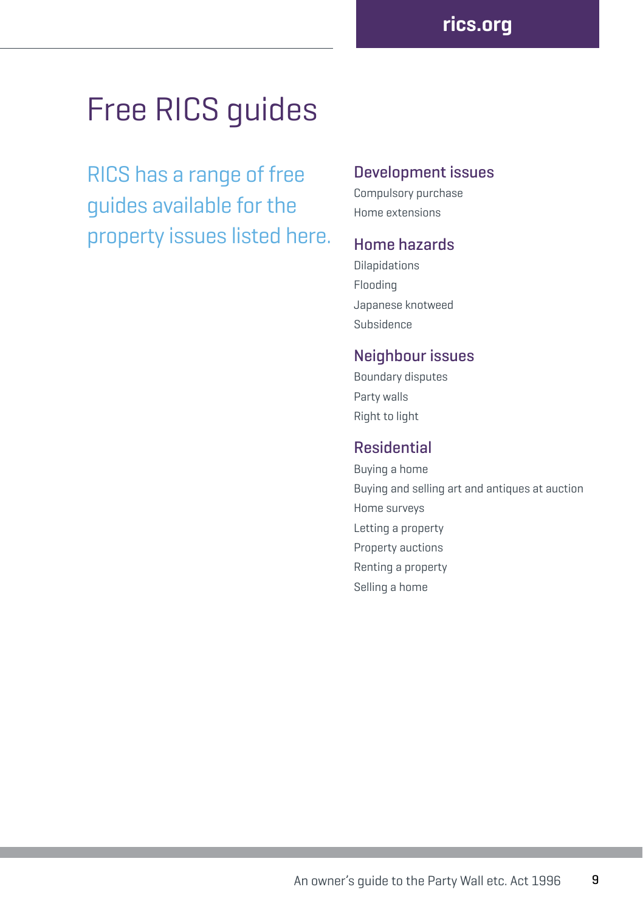# Free RICS guides

RICS has a range of free guides available for the property issues listed here.

## Development issues

Compulsory purchase

Home extensions

## Home hazards

Dilapidations

Flooding

Japanese knotweed

Subsidence

## Neighbour issues

Boundary disputes

Party walls

Right to light

## Residential

Buying a home

Buying and selling art and antiques at auction

Home surveys

Letting a property

Property auctions

Renting a property

Selling a home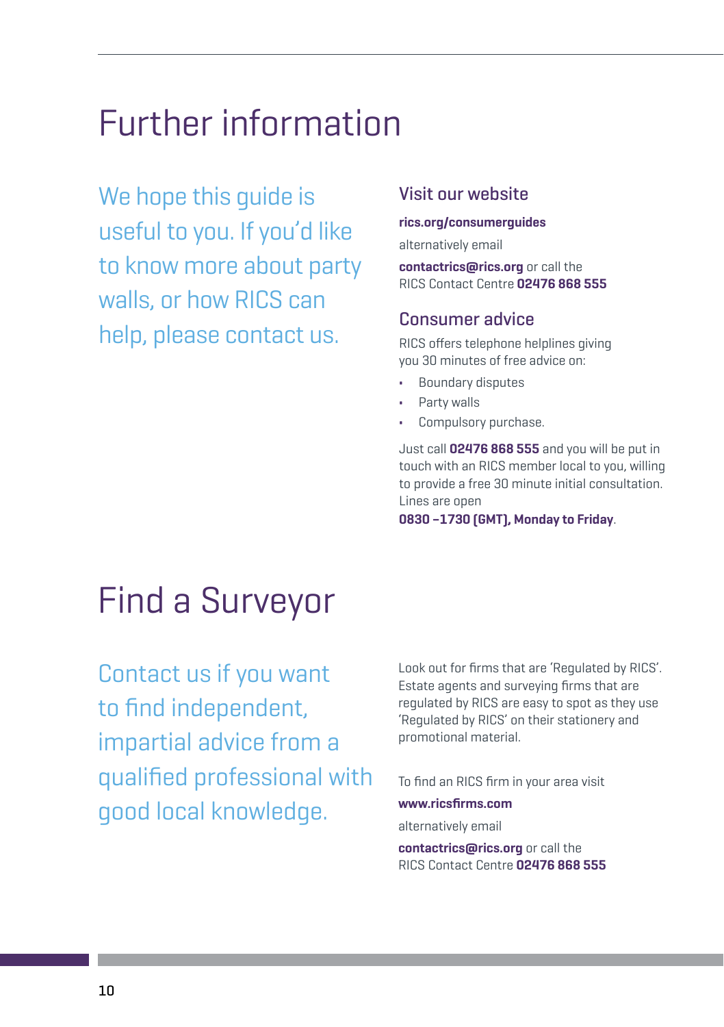# Further information

We hope this guide is useful to you. If you'd like to know more about party walls, or how RICS can help, please contact us.

## Visit our website

**rics.org/consumerguides**

alternatively email

**contactrics@rics.org** or call the RICS Contact Centre **02476 868 555**

## Consumer advice

RICS offers telephone helplines giving you 30 minutes of free advice on:

- Boundary disputes
- Party walls
- Compulsory purchase.

Just call **02476 868 555** and you will be put in touch with an RICS member local to you, willing to provide a free 30 minute initial consultation. Lines are open **0830 –1730 (GMT), Monday to Friday**.

# Find a Surveyor

Contact us if you want to find independent, impartial advice from a qualified professional with good local knowledge.

Look out for firms that are 'Regulated by RICS'. Estate agents and surveying firms that are regulated by RICS are easy to spot as they use 'Regulated by RICS' on their stationery and promotional material.

To find an RICS firm in your area visit

**www.ricsfirms.com**

alternatively email

**contactrics@rics.org** or call the RICS Contact Centre **02476 868 555**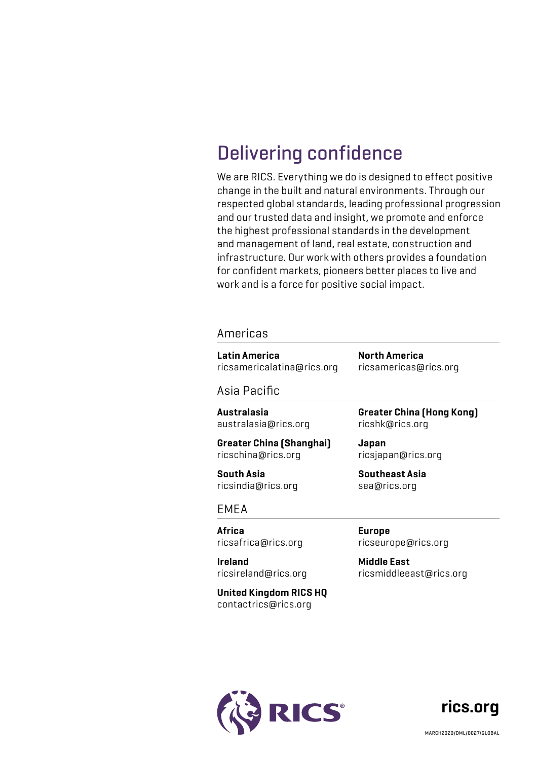# Delivering confidence

We are RICS. Everything we do is designed to effect positive change in the built and natural environments. Through our respected global standards, leading professional progression and our trusted data and insight, we promote and enforce the highest professional standards in the development and management of land, real estate, construction and infrastructure. Our work with others provides a foundation for confident markets, pioneers better places to live and work and is a force for positive social impact.

## Americas

**Latin America**
ricsamericalatina@rics.org

**North America**
ricsamericas@rics.org

## Asia Pacific

**Australasia**
australasia@rics.org

**Greater China (Hong Kong)**
ricshk@rics.org

**Greater China (Shanghai)**
ricschina@rics.org

**Japan**
ricsjapan@rics.org

**South Asia**
ricsindia@rics.org

**Southeast Asia**
sea@rics.org

## EMEA

**Africa**
ricsafrica@rics.org

**Europe**
ricseurope@rics.org

**Ireland**
ricsireland@rics.org

**Middle East**
ricsmiddleeast@rics.org

**United Kingdom RICS HQ**
contactrics@rics.org

RICS®

**rics.org**

MARCH2020/DML/0027/GLOBAL